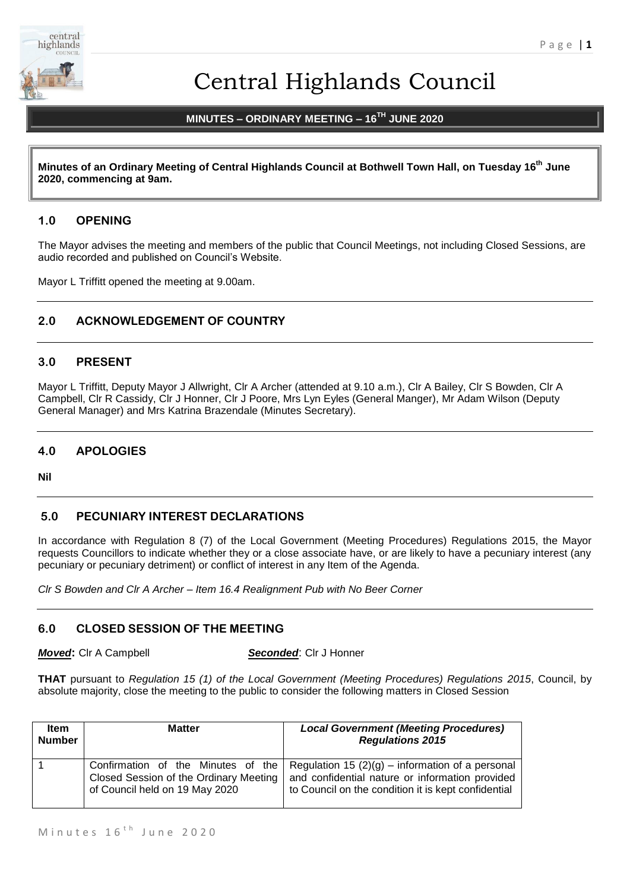# Central Highlands Council

**MINUTES – ORDINARY MEETING – 16TH JUNE 2020**

**Minutes of an Ordinary Meeting of Central Highlands Council at Bothwell Town Hall, on Tuesday 16th June 2020, commencing at 9am.**

## 1.0 OPENING

The Mayor advises the meeting and members of the public that Council Meetings, not including Closed Sessions, are audio recorded and published on Council's Website.

Mayor L Triffitt opened the meeting at 9.00am.

## 2.0 ACKNOWLEDGEMENT OF COUNTRY

## 3.0 PRESENT

Mayor L Triffitt, Deputy Mayor J Allwright, Clr A Archer (attended at 9.10 a.m.), Clr A Bailey, Clr S Bowden, Clr A Campbell, Clr R Cassidy, Clr J Honner, Clr J Poore, Mrs Lyn Eyles (General Manger), Mr Adam Wilson (Deputy General Manager) and Mrs Katrina Brazendale (Minutes Secretary).

## 4.0 APOLOGIES

**Nil**

## 5.0 PECUNIARY INTEREST DECLARATIONS

In accordance with Regulation 8 (7) of the Local Government (Meeting Procedures) Regulations 2015, the Mayor requests Councillors to indicate whether they or a close associate have, or are likely to have a pecuniary interest (any pecuniary or pecuniary detriment) or conflict of interest in any Item of the Agenda.

*Clr S Bowden and Clr A Archer – Item 16.4 Realignment Pub with No Beer Corner*

## 6.0 CLOSED SESSION OF THE MEETING

***Moved*:** Clr A Campbell ***Seconded***: Clr J Honner

**THAT** pursuant to *Regulation 15 (1) of the Local Government (Meeting Procedures) Regulations 2015*, Council, by absolute majority, close the meeting to the public to consider the following matters in Closed Session

| Item Number | Matter | *Local Government (Meeting Procedures) Regulations 2015* |
| --- | --- | --- |
| 1 | Confirmation of the Minutes of the Closed Session of the Ordinary Meeting of Council held on 19 May 2020 | Regulation 15 (2)(g) – information of a personal and confidential nature or information provided to Council on the condition it is kept confidential |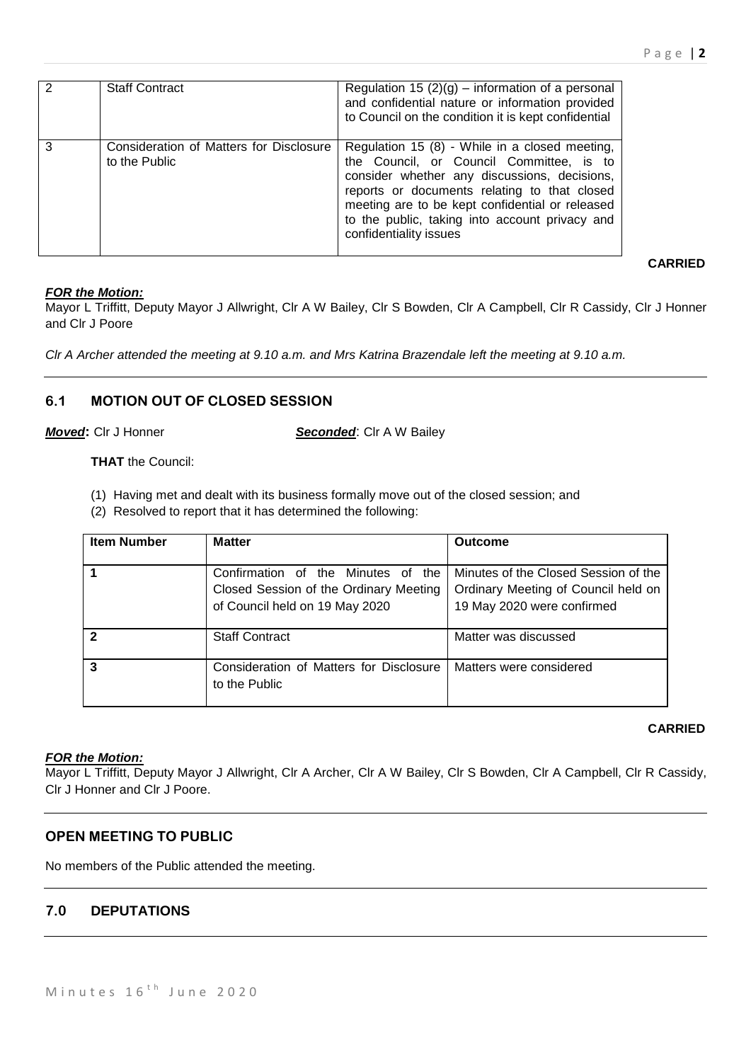| | | |
|---|---|---|
| 2 | Staff Contract | Regulation 15 (2)(g) – information of a personal and confidential nature or information provided to Council on the condition it is kept confidential |
| 3 | Consideration of Matters for Disclosure to the Public | Regulation 15 (8) - While in a closed meeting, the Council, or Council Committee, is to consider whether any discussions, decisions, reports or documents relating to that closed meeting are to be kept confidential or released to the public, taking into account privacy and confidentiality issues |

**CARRIED**

***FOR the Motion:***
Mayor L Triffitt, Deputy Mayor J Allwright, Clr A W Bailey, Clr S Bowden, Clr A Campbell, Clr R Cassidy, Clr J Honner and Clr J Poore

*Clr A Archer attended the meeting at 9.10 a.m. and Mrs Katrina Brazendale left the meeting at 9.10 a.m.*

## 6.1 MOTION OUT OF CLOSED SESSION

***Moved*:** Clr J Honner ***Seconded***: Clr A W Bailey

**THAT** the Council:

(1) Having met and dealt with its business formally move out of the closed session; and
(2) Resolved to report that it has determined the following:

| Item Number | Matter | Outcome |
|---|---|---|
| **1** | Confirmation of the Minutes of the Closed Session of the Ordinary Meeting of Council held on 19 May 2020 | Minutes of the Closed Session of the Ordinary Meeting of Council held on 19 May 2020 were confirmed |
| **2** | Staff Contract | Matter was discussed |
| **3** | Consideration of Matters for Disclosure to the Public | Matters were considered |

**CARRIED**

***FOR the Motion:***
Mayor L Triffitt, Deputy Mayor J Allwright, Clr A Archer, Clr A W Bailey, Clr S Bowden, Clr A Campbell, Clr R Cassidy, Clr J Honner and Clr J Poore.

## OPEN MEETING TO PUBLIC

No members of the Public attended the meeting.

## 7.0 DEPUTATIONS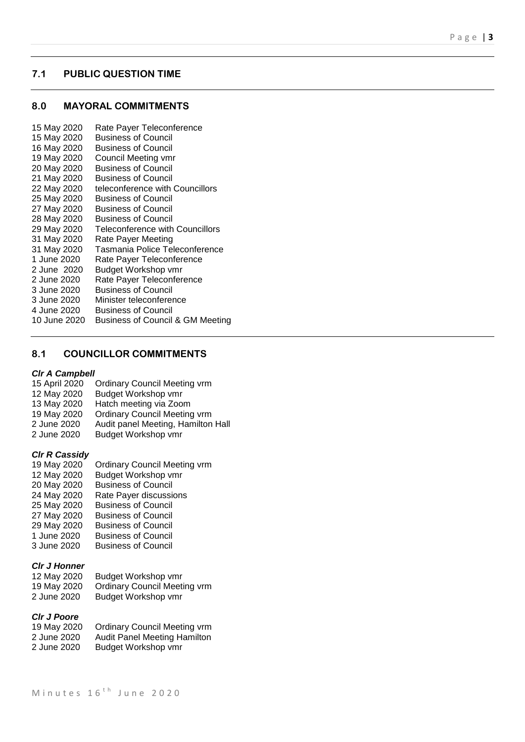## 7.1 PUBLIC QUESTION TIME

## 8.0 MAYORAL COMMITMENTS

| | |
|---|---|
| 15 May 2020 | Rate Payer Teleconference |
| 15 May 2020 | Business of Council |
| 16 May 2020 | Business of Council |
| 19 May 2020 | Council Meeting vmr |
| 20 May 2020 | Business of Council |
| 21 May 2020 | Business of Council |
| 22 May 2020 | teleconference with Councillors |
| 25 May 2020 | Business of Council |
| 27 May 2020 | Business of Council |
| 28 May 2020 | Business of Council |
| 29 May 2020 | Teleconference with Councillors |
| 31 May 2020 | Rate Payer Meeting |
| 31 May 2020 | Tasmania Police Teleconference |
| 1 June 2020 | Rate Payer Teleconference |
| 2 June 2020 | Budget Workshop vmr |
| 2 June 2020 | Rate Payer Teleconference |
| 3 June 2020 | Business of Council |
| 3 June 2020 | Minister teleconference |
| 4 June 2020 | Business of Council |
| 10 June 2020 | Business of Council & GM Meeting |

## 8.1 COUNCILLOR COMMITMENTS

***Clr A Campbell***

| | |
|---|---|
| 15 April 2020 | Ordinary Council Meeting vrm |
| 12 May 2020 | Budget Workshop vmr |
| 13 May 2020 | Hatch meeting via Zoom |
| 19 May 2020 | Ordinary Council Meeting vrm |
| 2 June 2020 | Audit panel Meeting, Hamilton Hall |
| 2 June 2020 | Budget Workshop vmr |

***Clr R Cassidy***

| | |
|---|---|
| 19 May 2020 | Ordinary Council Meeting vrm |
| 12 May 2020 | Budget Workshop vmr |
| 20 May 2020 | Business of Council |
| 24 May 2020 | Rate Payer discussions |
| 25 May 2020 | Business of Council |
| 27 May 2020 | Business of Council |
| 29 May 2020 | Business of Council |
| 1 June 2020 | Business of Council |
| 3 June 2020 | Business of Council |

***Clr J Honner***

| | |
|---|---|
| 12 May 2020 | Budget Workshop vmr |
| 19 May 2020 | Ordinary Council Meeting vrm |
| 2 June 2020 | Budget Workshop vmr |

***Clr J Poore***

| | |
|---|---|
| 19 May 2020 | Ordinary Council Meeting vrm |
| 2 June 2020 | Audit Panel Meeting Hamilton |
| 2 June 2020 | Budget Workshop vmr |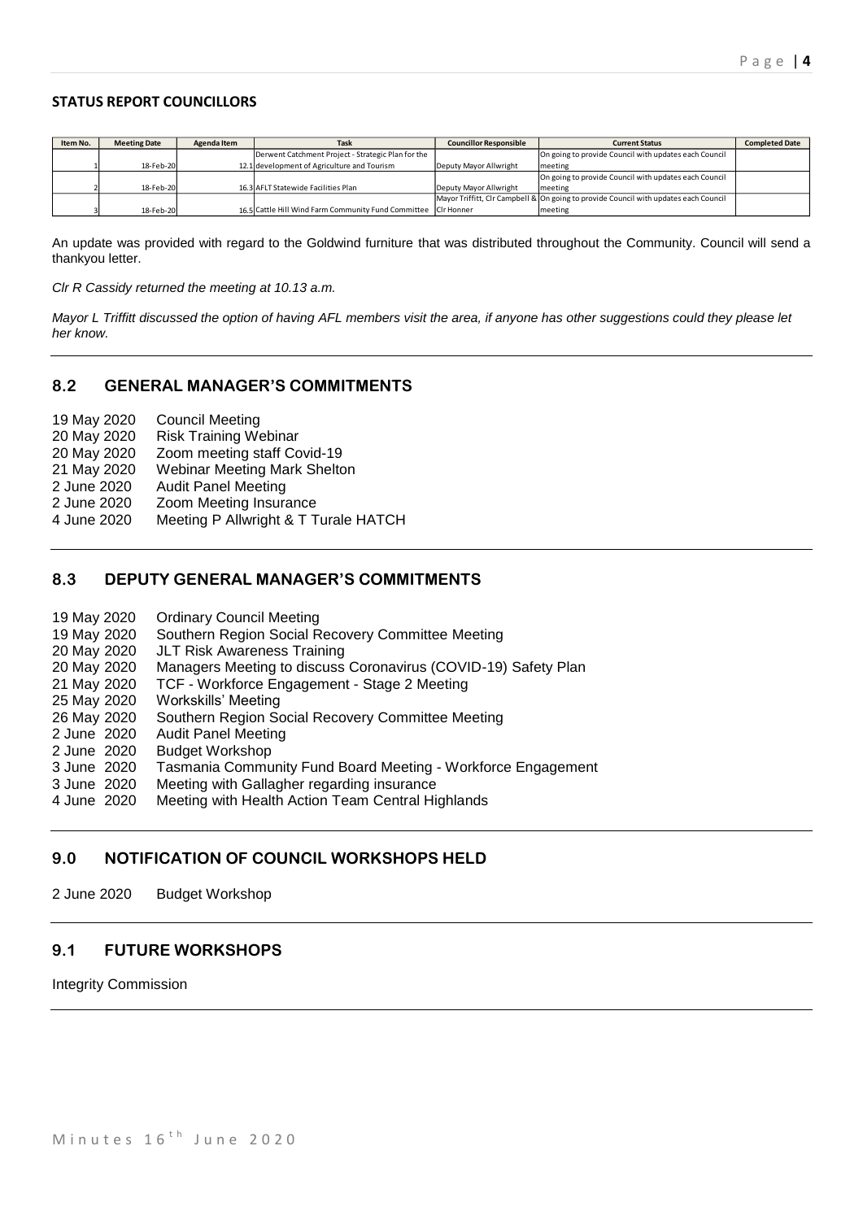**STATUS REPORT COUNCILLORS**

| Item No. | Meeting Date | Agenda Item | Task | Councillor Responsible | Current Status | Completed Date |
|---|---|---|---|---|---|---|
| 1 | 18-Feb-20 | 12.1 | Derwent Catchment Project - Strategic Plan for the development of Agriculture and Tourism | Deputy Mayor Allwright | On going to provide Council with updates each Council meeting | |
| 2 | 18-Feb-20 | 16.3 | AFLT Statewide Facilities Plan | Deputy Mayor Allwright | On going to provide Council with updates each Council meeting | |
| 3 | 18-Feb-20 | 16.5 | Cattle Hill Wind Farm Community Fund Committee | Mayor Triffitt, Clr Campbell & Clr Honner | On going to provide Council with updates each Council meeting | |

An update was provided with regard to the Goldwind furniture that was distributed throughout the Community. Council will send a thankyou letter.

*Clr R Cassidy returned the meeting at 10.13 a.m.*

*Mayor L Triffitt discussed the option of having AFL members visit the area, if anyone has other suggestions could they please let her know.*

## 8.2 GENERAL MANAGER'S COMMITMENTS

19 May 2020 Council Meeting
20 May 2020 Risk Training Webinar
20 May 2020 Zoom meeting staff Covid-19
21 May 2020 Webinar Meeting Mark Shelton
2 June 2020 Audit Panel Meeting
2 June 2020 Zoom Meeting Insurance
4 June 2020 Meeting P Allwright & T Turale HATCH

## 8.3 DEPUTY GENERAL MANAGER'S COMMITMENTS

19 May 2020 Ordinary Council Meeting
19 May 2020 Southern Region Social Recovery Committee Meeting
20 May 2020 JLT Risk Awareness Training
20 May 2020 Managers Meeting to discuss Coronavirus (COVID-19) Safety Plan
21 May 2020 TCF - Workforce Engagement - Stage 2 Meeting
25 May 2020 Workskills' Meeting
26 May 2020 Southern Region Social Recovery Committee Meeting
2 June 2020 Audit Panel Meeting
2 June 2020 Budget Workshop
3 June 2020 Tasmania Community Fund Board Meeting - Workforce Engagement
3 June 2020 Meeting with Gallagher regarding insurance
4 June 2020 Meeting with Health Action Team Central Highlands

## 9.0 NOTIFICATION OF COUNCIL WORKSHOPS HELD

2 June 2020 Budget Workshop

## 9.1 FUTURE WORKSHOPS

Integrity Commission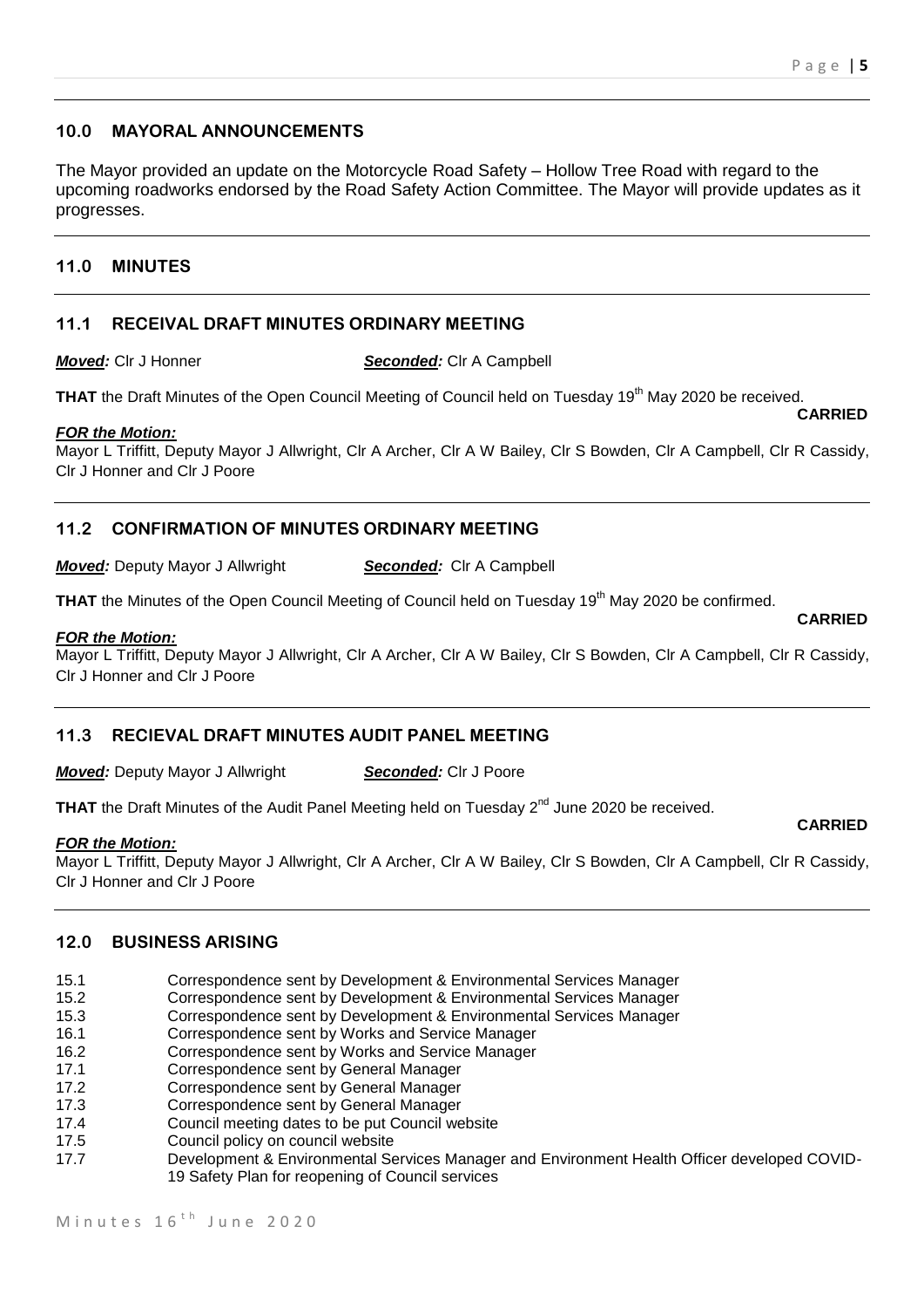## 10.0 MAYORAL ANNOUNCEMENTS

The Mayor provided an update on the Motorcycle Road Safety – Hollow Tree Road with regard to the upcoming roadworks endorsed by the Road Safety Action Committee. The Mayor will provide updates as it progresses.

## 11.0 MINUTES

### 11.1 RECEIVAL DRAFT MINUTES ORDINARY MEETING

***Moved:*** Clr J Honner ***Seconded:*** Clr A Campbell

**THAT** the Draft Minutes of the Open Council Meeting of Council held on Tuesday 19th May 2020 be received.

**CARRIED**

***FOR the Motion:***
Mayor L Triffitt, Deputy Mayor J Allwright, Clr A Archer, Clr A W Bailey, Clr S Bowden, Clr A Campbell, Clr R Cassidy, Clr J Honner and Clr J Poore

### 11.2 CONFIRMATION OF MINUTES ORDINARY MEETING

***Moved:*** Deputy Mayor J Allwright ***Seconded:*** Clr A Campbell

**THAT** the Minutes of the Open Council Meeting of Council held on Tuesday 19th May 2020 be confirmed.

**CARRIED**

***FOR the Motion:***
Mayor L Triffitt, Deputy Mayor J Allwright, Clr A Archer, Clr A W Bailey, Clr S Bowden, Clr A Campbell, Clr R Cassidy, Clr J Honner and Clr J Poore

### 11.3 RECIEVAL DRAFT MINUTES AUDIT PANEL MEETING

***Moved:*** Deputy Mayor J Allwright ***Seconded:*** Clr J Poore

**THAT** the Draft Minutes of the Audit Panel Meeting held on Tuesday 2nd June 2020 be received.

**CARRIED**

***FOR the Motion:***
Mayor L Triffitt, Deputy Mayor J Allwright, Clr A Archer, Clr A W Bailey, Clr S Bowden, Clr A Campbell, Clr R Cassidy, Clr J Honner and Clr J Poore

## 12.0 BUSINESS ARISING

15.1 Correspondence sent by Development & Environmental Services Manager
15.2 Correspondence sent by Development & Environmental Services Manager
15.3 Correspondence sent by Development & Environmental Services Manager
16.1 Correspondence sent by Works and Service Manager
16.2 Correspondence sent by Works and Service Manager
17.1 Correspondence sent by General Manager
17.2 Correspondence sent by General Manager
17.3 Correspondence sent by General Manager
17.4 Council meeting dates to be put Council website
17.5 Council policy on council website
17.7 Development & Environmental Services Manager and Environment Health Officer developed COVID-19 Safety Plan for reopening of Council services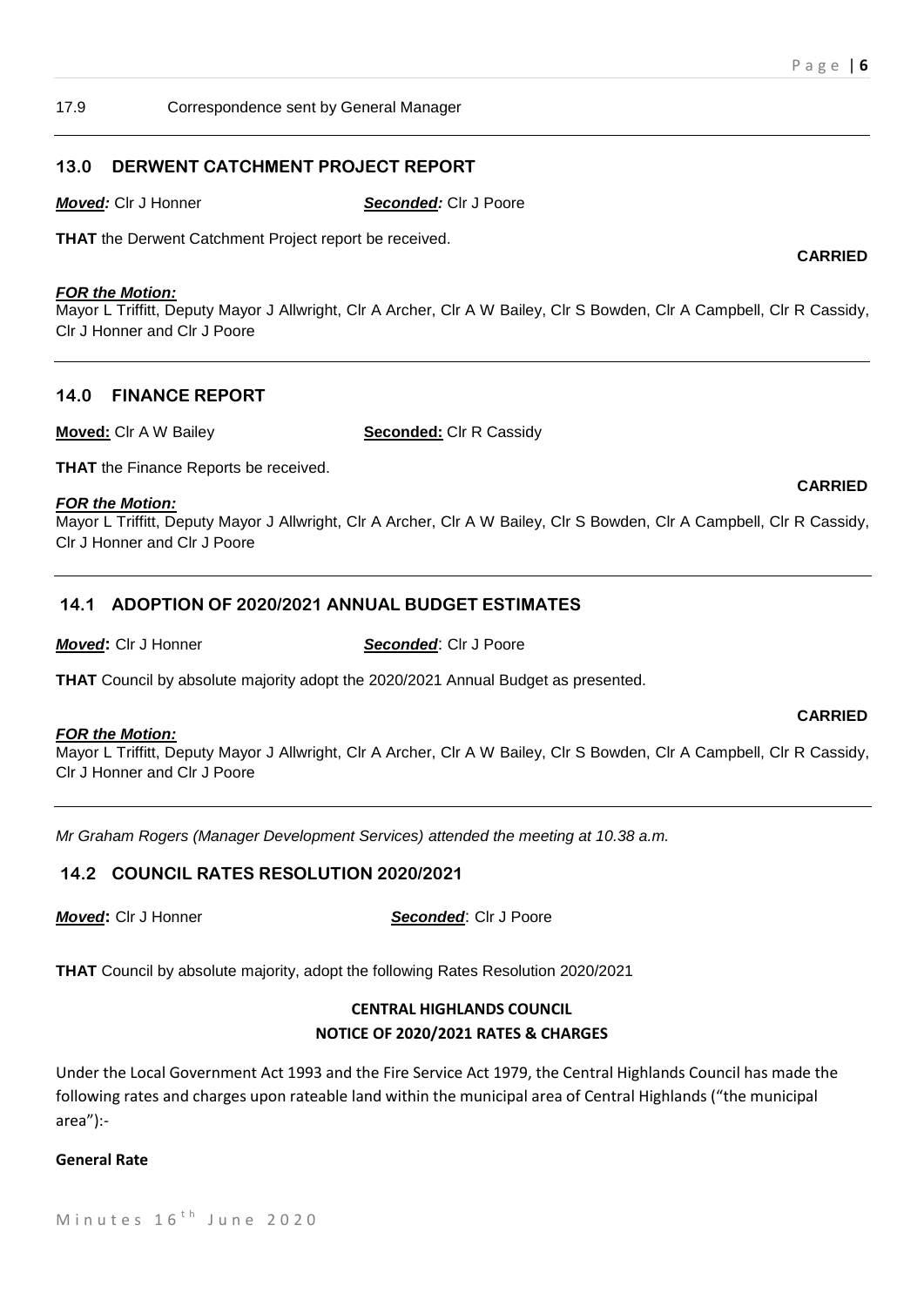17.9 Correspondence sent by General Manager

## 13.0 DERWENT CATCHMENT PROJECT REPORT

***Moved:*** Clr J Honner ***Seconded:*** Clr J Poore

**THAT** the Derwent Catchment Project report be received.

**CARRIED**

***FOR the Motion:***
Mayor L Triffitt, Deputy Mayor J Allwright, Clr A Archer, Clr A W Bailey, Clr S Bowden, Clr A Campbell, Clr R Cassidy, Clr J Honner and Clr J Poore

## 14.0 FINANCE REPORT

**Moved:** Clr A W Bailey **Seconded:** Clr R Cassidy

**THAT** the Finance Reports be received.

**CARRIED**

***FOR the Motion:***
Mayor L Triffitt, Deputy Mayor J Allwright, Clr A Archer, Clr A W Bailey, Clr S Bowden, Clr A Campbell, Clr R Cassidy, Clr J Honner and Clr J Poore

## 14.1 ADOPTION OF 2020/2021 ANNUAL BUDGET ESTIMATES

***Moved*:** Clr J Honner ***Seconded***: Clr J Poore

**THAT** Council by absolute majority adopt the 2020/2021 Annual Budget as presented.

**CARRIED**

***FOR the Motion:***
Mayor L Triffitt, Deputy Mayor J Allwright, Clr A Archer, Clr A W Bailey, Clr S Bowden, Clr A Campbell, Clr R Cassidy, Clr J Honner and Clr J Poore

*Mr Graham Rogers (Manager Development Services) attended the meeting at 10.38 a.m.*

## 14.2 COUNCIL RATES RESOLUTION 2020/2021

***Moved*:** Clr J Honner ***Seconded***: Clr J Poore

**THAT** Council by absolute majority, adopt the following Rates Resolution 2020/2021

**CENTRAL HIGHLANDS COUNCIL**
**NOTICE OF 2020/2021 RATES & CHARGES**

Under the Local Government Act 1993 and the Fire Service Act 1979, the Central Highlands Council has made the following rates and charges upon rateable land within the municipal area of Central Highlands ("the municipal area"):-

**General Rate**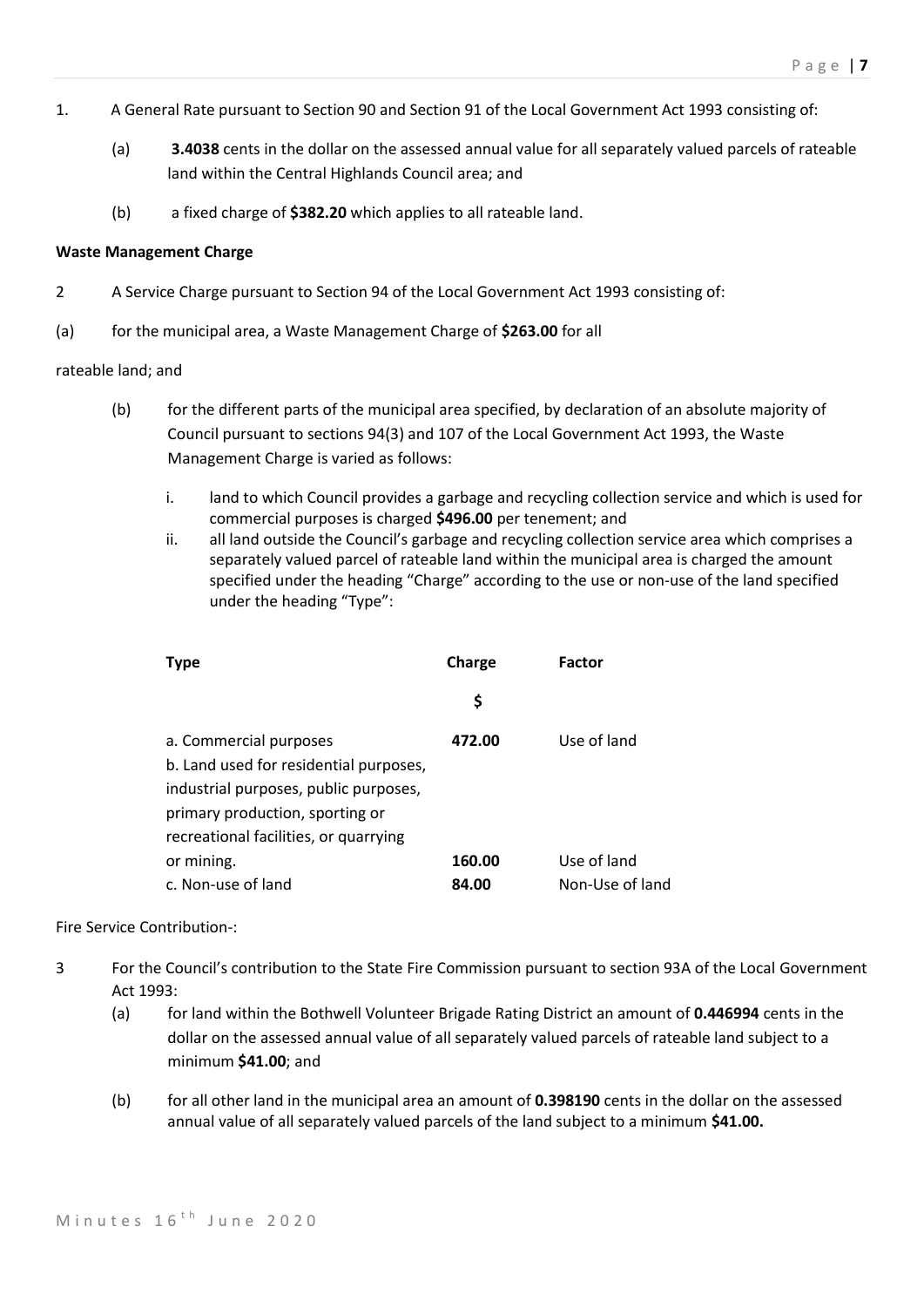1. A General Rate pursuant to Section 90 and Section 91 of the Local Government Act 1993 consisting of:

   (a) **3.4038** cents in the dollar on the assessed annual value for all separately valued parcels of rateable land within the Central Highlands Council area; and

   (b) a fixed charge of **$382.20** which applies to all rateable land.

**Waste Management Charge**

2 A Service Charge pursuant to Section 94 of the Local Government Act 1993 consisting of:

(a) for the municipal area, a Waste Management Charge of **$263.00** for all

rateable land; and

(b) for the different parts of the municipal area specified, by declaration of an absolute majority of Council pursuant to sections 94(3) and 107 of the Local Government Act 1993, the Waste Management Charge is varied as follows:

   i. land to which Council provides a garbage and recycling collection service and which is used for commercial purposes is charged **$496.00** per tenement; and
   ii. all land outside the Council's garbage and recycling collection service area which comprises a separately valued parcel of rateable land within the municipal area is charged the amount specified under the heading "Charge" according to the use or non-use of the land specified under the heading "Type":

| Type | Charge<br>$ | Factor |
|---|---|---|
| a. Commercial purposes | **472.00** | Use of land |
| b. Land used for residential purposes, industrial purposes, public purposes, primary production, sporting or recreational facilities, or quarrying or mining. | **160.00** | Use of land |
| c. Non-use of land | **84.00** | Non-Use of land |

Fire Service Contribution-:

3 For the Council's contribution to the State Fire Commission pursuant to section 93A of the Local Government Act 1993:

   (a) for land within the Bothwell Volunteer Brigade Rating District an amount of **0.446994** cents in the dollar on the assessed annual value of all separately valued parcels of rateable land subject to a minimum **$41.00**; and

   (b) for all other land in the municipal area an amount of **0.398190** cents in the dollar on the assessed annual value of all separately valued parcels of the land subject to a minimum **$41.00.**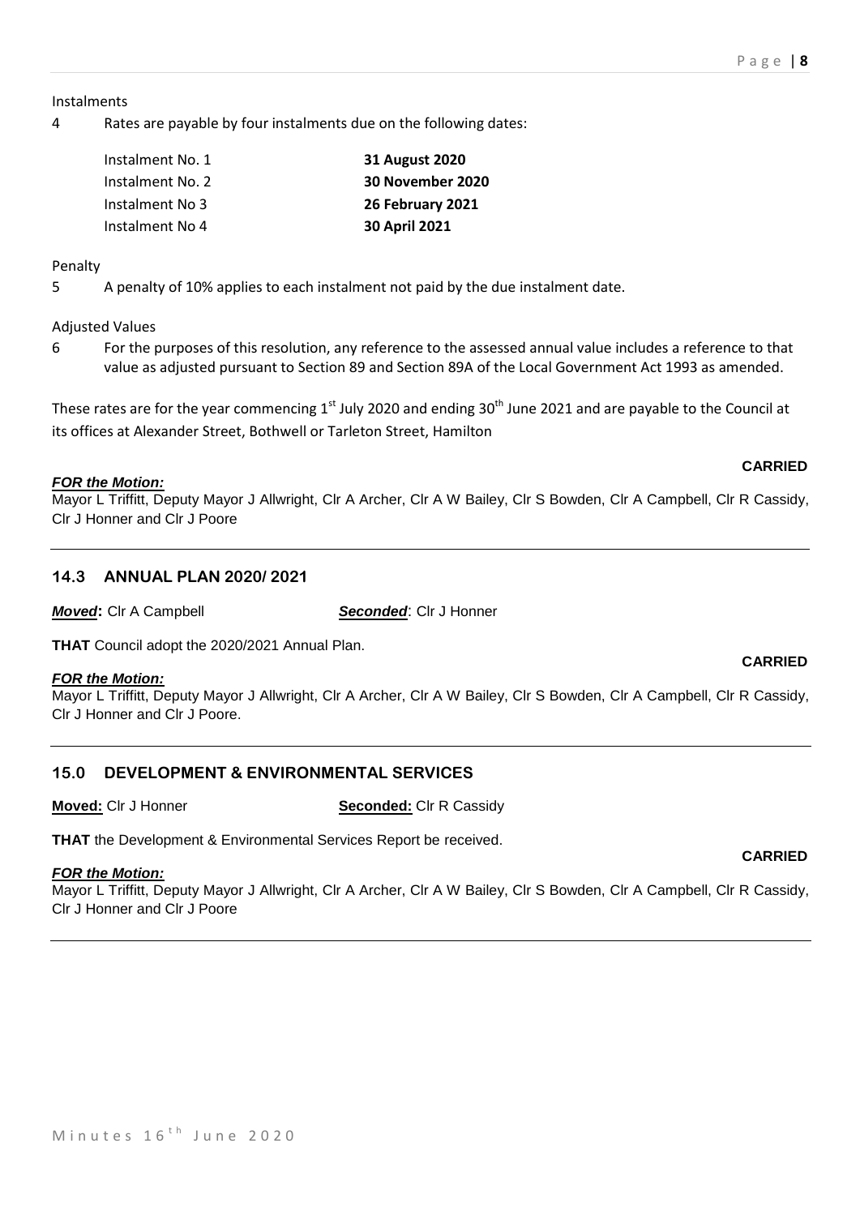Instalments

4 Rates are payable by four instalments due on the following dates:

| | |
|---|---|
| Instalment No. 1 | **31 August 2020** |
| Instalment No. 2 | **30 November 2020** |
| Instalment No 3 | **26 February 2021** |
| Instalment No 4 | **30 April 2021** |

Penalty

5 A penalty of 10% applies to each instalment not paid by the due instalment date.

Adjusted Values

6 For the purposes of this resolution, any reference to the assessed annual value includes a reference to that value as adjusted pursuant to Section 89 and Section 89A of the Local Government Act 1993 as amended.

These rates are for the year commencing 1st July 2020 and ending 30th June 2021 and are payable to the Council at its offices at Alexander Street, Bothwell or Tarleton Street, Hamilton

**CARRIED**

***FOR the Motion:***
Mayor L Triffitt, Deputy Mayor J Allwright, Clr A Archer, Clr A W Bailey, Clr S Bowden, Clr A Campbell, Clr R Cassidy, Clr J Honner and Clr J Poore

---

## 14.3 ANNUAL PLAN 2020/ 2021

***Moved*:** Clr A Campbell ***Seconded***: Clr J Honner

**THAT** Council adopt the 2020/2021 Annual Plan.

**CARRIED**

***FOR the Motion:***
Mayor L Triffitt, Deputy Mayor J Allwright, Clr A Archer, Clr A W Bailey, Clr S Bowden, Clr A Campbell, Clr R Cassidy, Clr J Honner and Clr J Poore.

---

## 15.0 DEVELOPMENT & ENVIRONMENTAL SERVICES

**Moved:** Clr J Honner **Seconded:** Clr R Cassidy

**THAT** the Development & Environmental Services Report be received.

**CARRIED**

***FOR the Motion:***
Mayor L Triffitt, Deputy Mayor J Allwright, Clr A Archer, Clr A W Bailey, Clr S Bowden, Clr A Campbell, Clr R Cassidy, Clr J Honner and Clr J Poore

---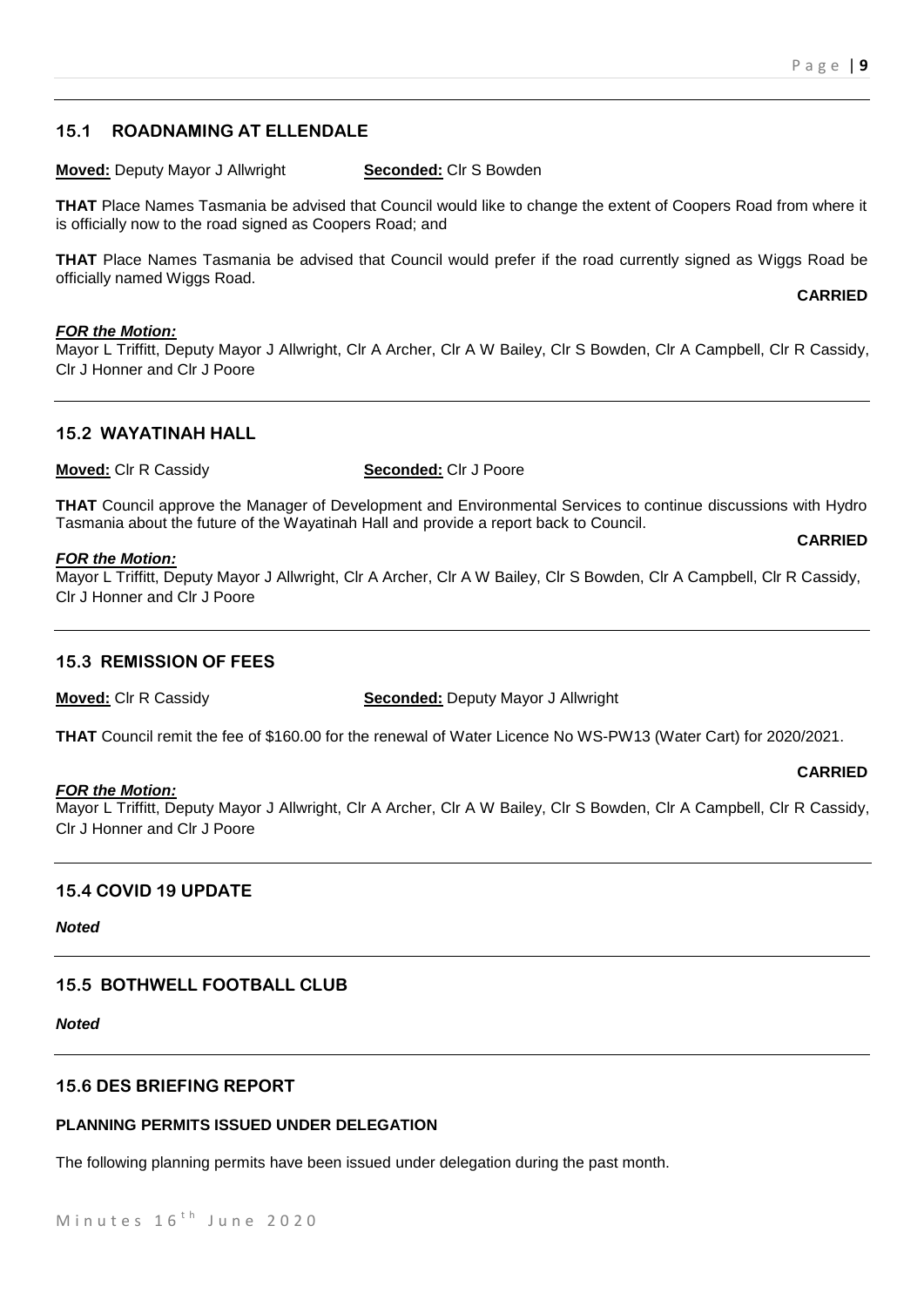## 15.1 ROADNAMING AT ELLENDALE

**Moved:** Deputy Mayor J Allwright **Seconded:** Clr S Bowden

**THAT** Place Names Tasmania be advised that Council would like to change the extent of Coopers Road from where it is officially now to the road signed as Coopers Road; and

**THAT** Place Names Tasmania be advised that Council would prefer if the road currently signed as Wiggs Road be officially named Wiggs Road.

**CARRIED**

***FOR the Motion:***
Mayor L Triffitt, Deputy Mayor J Allwright, Clr A Archer, Clr A W Bailey, Clr S Bowden, Clr A Campbell, Clr R Cassidy, Clr J Honner and Clr J Poore

## 15.2 WAYATINAH HALL

**Moved:** Clr R Cassidy **Seconded:** Clr J Poore

**THAT** Council approve the Manager of Development and Environmental Services to continue discussions with Hydro Tasmania about the future of the Wayatinah Hall and provide a report back to Council.

**CARRIED**

***FOR the Motion:***
Mayor L Triffitt, Deputy Mayor J Allwright, Clr A Archer, Clr A W Bailey, Clr S Bowden, Clr A Campbell, Clr R Cassidy, Clr J Honner and Clr J Poore

## 15.3 REMISSION OF FEES

**Moved:** Clr R Cassidy **Seconded:** Deputy Mayor J Allwright

**THAT** Council remit the fee of $160.00 for the renewal of Water Licence No WS-PW13 (Water Cart) for 2020/2021.

**CARRIED**

***FOR the Motion:***
Mayor L Triffitt, Deputy Mayor J Allwright, Clr A Archer, Clr A W Bailey, Clr S Bowden, Clr A Campbell, Clr R Cassidy, Clr J Honner and Clr J Poore

## 15.4 COVID 19 UPDATE

***Noted***

## 15.5 BOTHWELL FOOTBALL CLUB

***Noted***

## 15.6 DES BRIEFING REPORT

**PLANNING PERMITS ISSUED UNDER DELEGATION**

The following planning permits have been issued under delegation during the past month.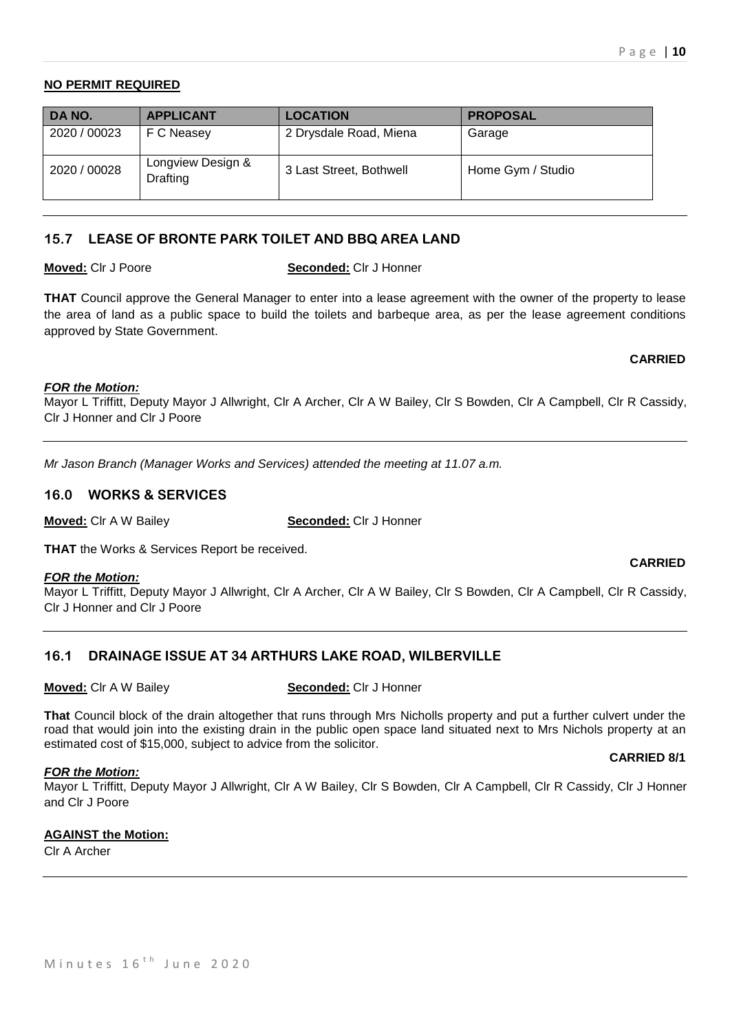**NO PERMIT REQUIRED**

| DA NO. | APPLICANT | LOCATION | PROPOSAL |
|---|---|---|---|
| 2020 / 00023 | F C Neasey | 2 Drysdale Road, Miena | Garage |
| 2020 / 00028 | Longview Design & Drafting | 3 Last Street, Bothwell | Home Gym / Studio |

## 15.7 LEASE OF BRONTE PARK TOILET AND BBQ AREA LAND

**Moved:** Clr J Poore **Seconded:** Clr J Honner

**THAT** Council approve the General Manager to enter into a lease agreement with the owner of the property to lease the area of land as a public space to build the toilets and barbeque area, as per the lease agreement conditions approved by State Government.

**CARRIED**

***FOR the Motion:***

Mayor L Triffitt, Deputy Mayor J Allwright, Clr A Archer, Clr A W Bailey, Clr S Bowden, Clr A Campbell, Clr R Cassidy, Clr J Honner and Clr J Poore

*Mr Jason Branch (Manager Works and Services) attended the meeting at 11.07 a.m.*

## 16.0 WORKS & SERVICES

**Moved:** Clr A W Bailey **Seconded:** Clr J Honner

**THAT** the Works & Services Report be received.

**CARRIED**

***FOR the Motion:***

Mayor L Triffitt, Deputy Mayor J Allwright, Clr A Archer, Clr A W Bailey, Clr S Bowden, Clr A Campbell, Clr R Cassidy, Clr J Honner and Clr J Poore

## 16.1 DRAINAGE ISSUE AT 34 ARTHURS LAKE ROAD, WILBERVILLE

**Moved:** Clr A W Bailey **Seconded:** Clr J Honner

**That** Council block of the drain altogether that runs through Mrs Nicholls property and put a further culvert under the road that would join into the existing drain in the public open space land situated next to Mrs Nichols property at an estimated cost of $15,000, subject to advice from the solicitor.

**CARRIED 8/1**

***FOR the Motion:***

Mayor L Triffitt, Deputy Mayor J Allwright, Clr A W Bailey, Clr S Bowden, Clr A Campbell, Clr R Cassidy, Clr J Honner and Clr J Poore

**AGAINST the Motion:**

Clr A Archer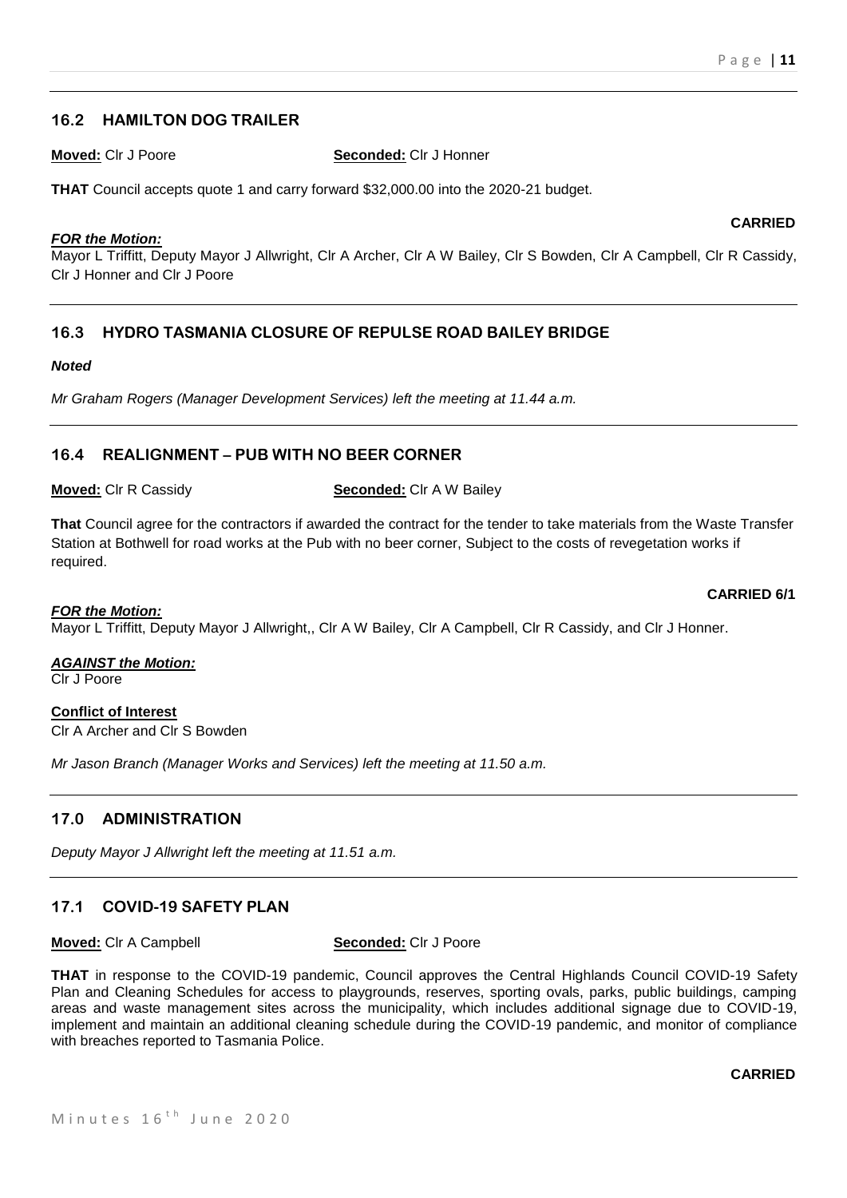## 16.2 HAMILTON DOG TRAILER

**Moved:** Clr J Poore **Seconded:** Clr J Honner

**THAT** Council accepts quote 1 and carry forward $32,000.00 into the 2020-21 budget.

**CARRIED**

***FOR the Motion:***

Mayor L Triffitt, Deputy Mayor J Allwright, Clr A Archer, Clr A W Bailey, Clr S Bowden, Clr A Campbell, Clr R Cassidy, Clr J Honner and Clr J Poore

## 16.3 HYDRO TASMANIA CLOSURE OF REPULSE ROAD BAILEY BRIDGE

***Noted***

*Mr Graham Rogers (Manager Development Services) left the meeting at 11.44 a.m.*

## 16.4 REALIGNMENT – PUB WITH NO BEER CORNER

**Moved:** Clr R Cassidy **Seconded:** Clr A W Bailey

**That** Council agree for the contractors if awarded the contract for the tender to take materials from the Waste Transfer Station at Bothwell for road works at the Pub with no beer corner, Subject to the costs of revegetation works if required.

**CARRIED 6/1**

***FOR the Motion:***

Mayor L Triffitt, Deputy Mayor J Allwright,, Clr A W Bailey, Clr A Campbell, Clr R Cassidy, and Clr J Honner.

***AGAINST the Motion:***

Clr J Poore

**Conflict of Interest**

Clr A Archer and Clr S Bowden

*Mr Jason Branch (Manager Works and Services) left the meeting at 11.50 a.m.*

## 17.0 ADMINISTRATION

*Deputy Mayor J Allwright left the meeting at 11.51 a.m.*

## 17.1 COVID-19 SAFETY PLAN

**Moved:** Clr A Campbell **Seconded:** Clr J Poore

**THAT** in response to the COVID-19 pandemic, Council approves the Central Highlands Council COVID-19 Safety Plan and Cleaning Schedules for access to playgrounds, reserves, sporting ovals, parks, public buildings, camping areas and waste management sites across the municipality, which includes additional signage due to COVID-19, implement and maintain an additional cleaning schedule during the COVID-19 pandemic, and monitor of compliance with breaches reported to Tasmania Police.

**CARRIED**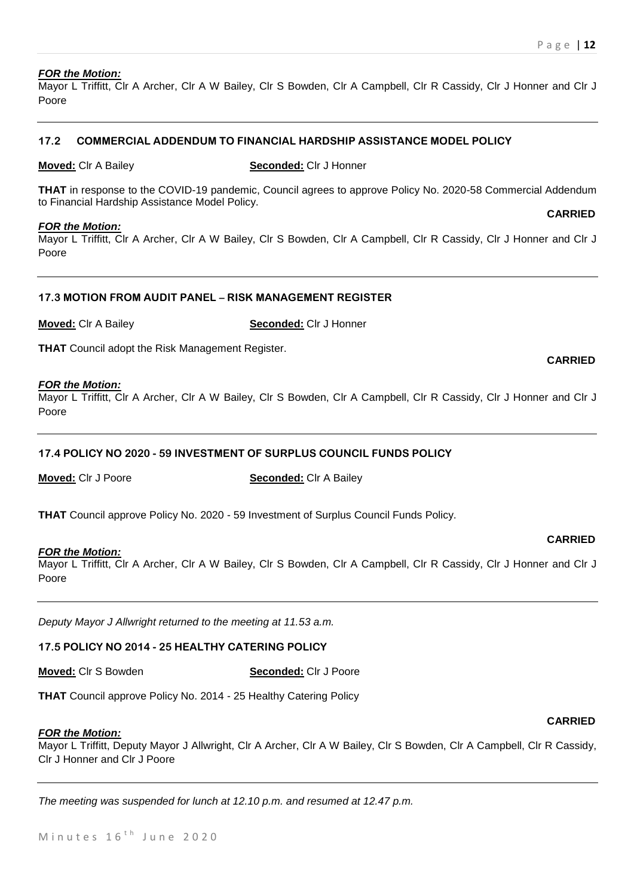***FOR the Motion:***
Mayor L Triffitt, Clr A Archer, Clr A W Bailey, Clr S Bowden, Clr A Campbell, Clr R Cassidy, Clr J Honner and Clr J Poore

---

### 17.2 COMMERCIAL ADDENDUM TO FINANCIAL HARDSHIP ASSISTANCE MODEL POLICY

**Moved:** Clr A Bailey **Seconded:** Clr J Honner

**THAT** in response to the COVID-19 pandemic, Council agrees to approve Policy No. 2020-58 Commercial Addendum to Financial Hardship Assistance Model Policy.

**CARRIED**

***FOR the Motion:***
Mayor L Triffitt, Clr A Archer, Clr A W Bailey, Clr S Bowden, Clr A Campbell, Clr R Cassidy, Clr J Honner and Clr J Poore

---

### 17.3 MOTION FROM AUDIT PANEL – RISK MANAGEMENT REGISTER

**Moved:** Clr A Bailey **Seconded:** Clr J Honner

**THAT** Council adopt the Risk Management Register.

**CARRIED**

***FOR the Motion:***
Mayor L Triffitt, Clr A Archer, Clr A W Bailey, Clr S Bowden, Clr A Campbell, Clr R Cassidy, Clr J Honner and Clr J Poore

---

### 17.4 POLICY NO 2020 - 59 INVESTMENT OF SURPLUS COUNCIL FUNDS POLICY

**Moved:** Clr J Poore **Seconded:** Clr A Bailey

**THAT** Council approve Policy No. 2020 - 59 Investment of Surplus Council Funds Policy.

**CARRIED**

***FOR the Motion:***
Mayor L Triffitt, Clr A Archer, Clr A W Bailey, Clr S Bowden, Clr A Campbell, Clr R Cassidy, Clr J Honner and Clr J Poore

---

*Deputy Mayor J Allwright returned to the meeting at 11.53 a.m.*

### 17.5 POLICY NO 2014 - 25 HEALTHY CATERING POLICY

**Moved:** Clr S Bowden **Seconded:** Clr J Poore

**THAT** Council approve Policy No. 2014 - 25 Healthy Catering Policy

**CARRIED**

***FOR the Motion:***
Mayor L Triffitt, Deputy Mayor J Allwright, Clr A Archer, Clr A W Bailey, Clr S Bowden, Clr A Campbell, Clr R Cassidy, Clr J Honner and Clr J Poore

---

*The meeting was suspended for lunch at 12.10 p.m. and resumed at 12.47 p.m.*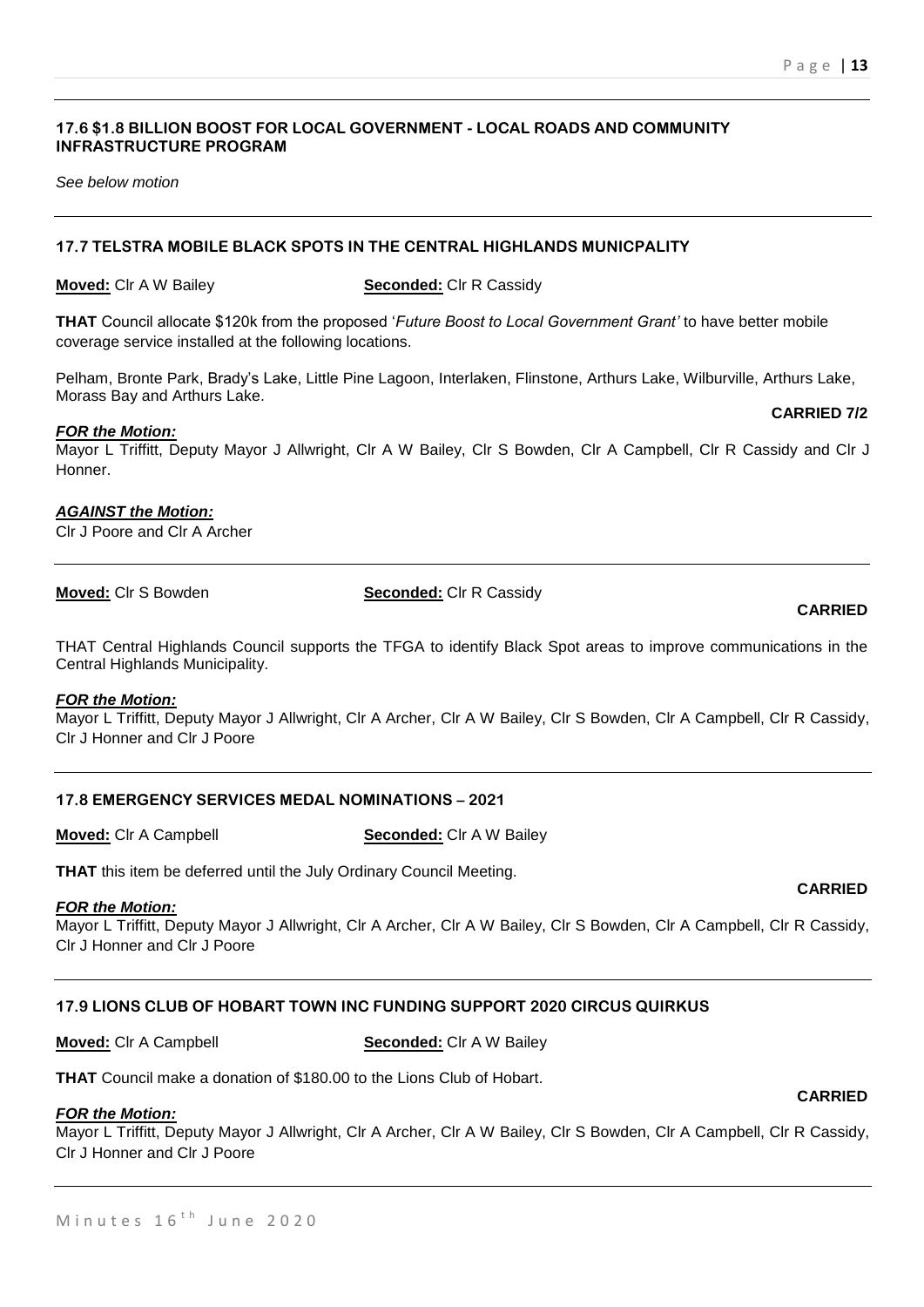### 17.6 $1.8 BILLION BOOST FOR LOCAL GOVERNMENT - LOCAL ROADS AND COMMUNITY INFRASTRUCTURE PROGRAM

*See below motion*

---

### 17.7 TELSTRA MOBILE BLACK SPOTS IN THE CENTRAL HIGHLANDS MUNICPALITY

**Moved:** Clr A W Bailey **Seconded:** Clr R Cassidy

**THAT** Council allocate $120k from the proposed '*Future Boost to Local Government Grant'* to have better mobile coverage service installed at the following locations.

Pelham, Bronte Park, Brady's Lake, Little Pine Lagoon, Interlaken, Flinstone, Arthurs Lake, Wilburville, Arthurs Lake, Morass Bay and Arthurs Lake.

**CARRIED 7/2**

***FOR the Motion:***
Mayor L Triffitt, Deputy Mayor J Allwright, Clr A W Bailey, Clr S Bowden, Clr A Campbell, Clr R Cassidy and Clr J Honner.

***AGAINST the Motion:***
Clr J Poore and Clr A Archer

---

**Moved:** Clr S Bowden **Seconded:** Clr R Cassidy

**CARRIED**

THAT Central Highlands Council supports the TFGA to identify Black Spot areas to improve communications in the Central Highlands Municipality.

***FOR the Motion:***
Mayor L Triffitt, Deputy Mayor J Allwright, Clr A Archer, Clr A W Bailey, Clr S Bowden, Clr A Campbell, Clr R Cassidy, Clr J Honner and Clr J Poore

---

### 17.8 EMERGENCY SERVICES MEDAL NOMINATIONS – 2021

**Moved:** Clr A Campbell **Seconded:** Clr A W Bailey

**THAT** this item be deferred until the July Ordinary Council Meeting.

**CARRIED**

***FOR the Motion:***
Mayor L Triffitt, Deputy Mayor J Allwright, Clr A Archer, Clr A W Bailey, Clr S Bowden, Clr A Campbell, Clr R Cassidy, Clr J Honner and Clr J Poore

---

### 17.9 LIONS CLUB OF HOBART TOWN INC FUNDING SUPPORT 2020 CIRCUS QUIRKUS

**Moved:** Clr A Campbell **Seconded:** Clr A W Bailey

**THAT** Council make a donation of $180.00 to the Lions Club of Hobart.

**CARRIED**

***FOR the Motion:***
Mayor L Triffitt, Deputy Mayor J Allwright, Clr A Archer, Clr A W Bailey, Clr S Bowden, Clr A Campbell, Clr R Cassidy, Clr J Honner and Clr J Poore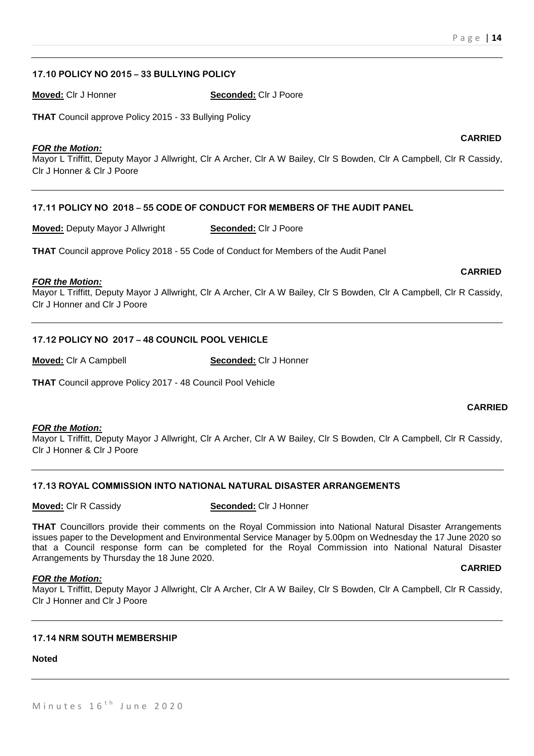### 17.10 POLICY NO 2015 – 33 BULLYING POLICY

**Moved:** Clr J Honner **Seconded:** Clr J Poore

**THAT** Council approve Policy 2015 - 33 Bullying Policy

**CARRIED**

***FOR the Motion:***
Mayor L Triffitt, Deputy Mayor J Allwright, Clr A Archer, Clr A W Bailey, Clr S Bowden, Clr A Campbell, Clr R Cassidy, Clr J Honner & Clr J Poore

### 17.11 POLICY NO 2018 – 55 CODE OF CONDUCT FOR MEMBERS OF THE AUDIT PANEL

**Moved:** Deputy Mayor J Allwright **Seconded:** Clr J Poore

**THAT** Council approve Policy 2018 - 55 Code of Conduct for Members of the Audit Panel

**CARRIED**

***FOR the Motion:***
Mayor L Triffitt, Deputy Mayor J Allwright, Clr A Archer, Clr A W Bailey, Clr S Bowden, Clr A Campbell, Clr R Cassidy, Clr J Honner and Clr J Poore

### 17.12 POLICY NO 2017 – 48 COUNCIL POOL VEHICLE

**Moved:** Clr A Campbell **Seconded:** Clr J Honner

**THAT** Council approve Policy 2017 - 48 Council Pool Vehicle

**CARRIED**

***FOR the Motion:***
Mayor L Triffitt, Deputy Mayor J Allwright, Clr A Archer, Clr A W Bailey, Clr S Bowden, Clr A Campbell, Clr R Cassidy, Clr J Honner & Clr J Poore

### 17.13 ROYAL COMMISSION INTO NATIONAL NATURAL DISASTER ARRANGEMENTS

**Moved:** Clr R Cassidy **Seconded:** Clr J Honner

**THAT** Councillors provide their comments on the Royal Commission into National Natural Disaster Arrangements issues paper to the Development and Environmental Service Manager by 5.00pm on Wednesday the 17 June 2020 so that a Council response form can be completed for the Royal Commission into National Natural Disaster Arrangements by Thursday the 18 June 2020.

**CARRIED**

***FOR the Motion:***
Mayor L Triffitt, Deputy Mayor J Allwright, Clr A Archer, Clr A W Bailey, Clr S Bowden, Clr A Campbell, Clr R Cassidy, Clr J Honner and Clr J Poore

### 17.14 NRM SOUTH MEMBERSHIP

**Noted**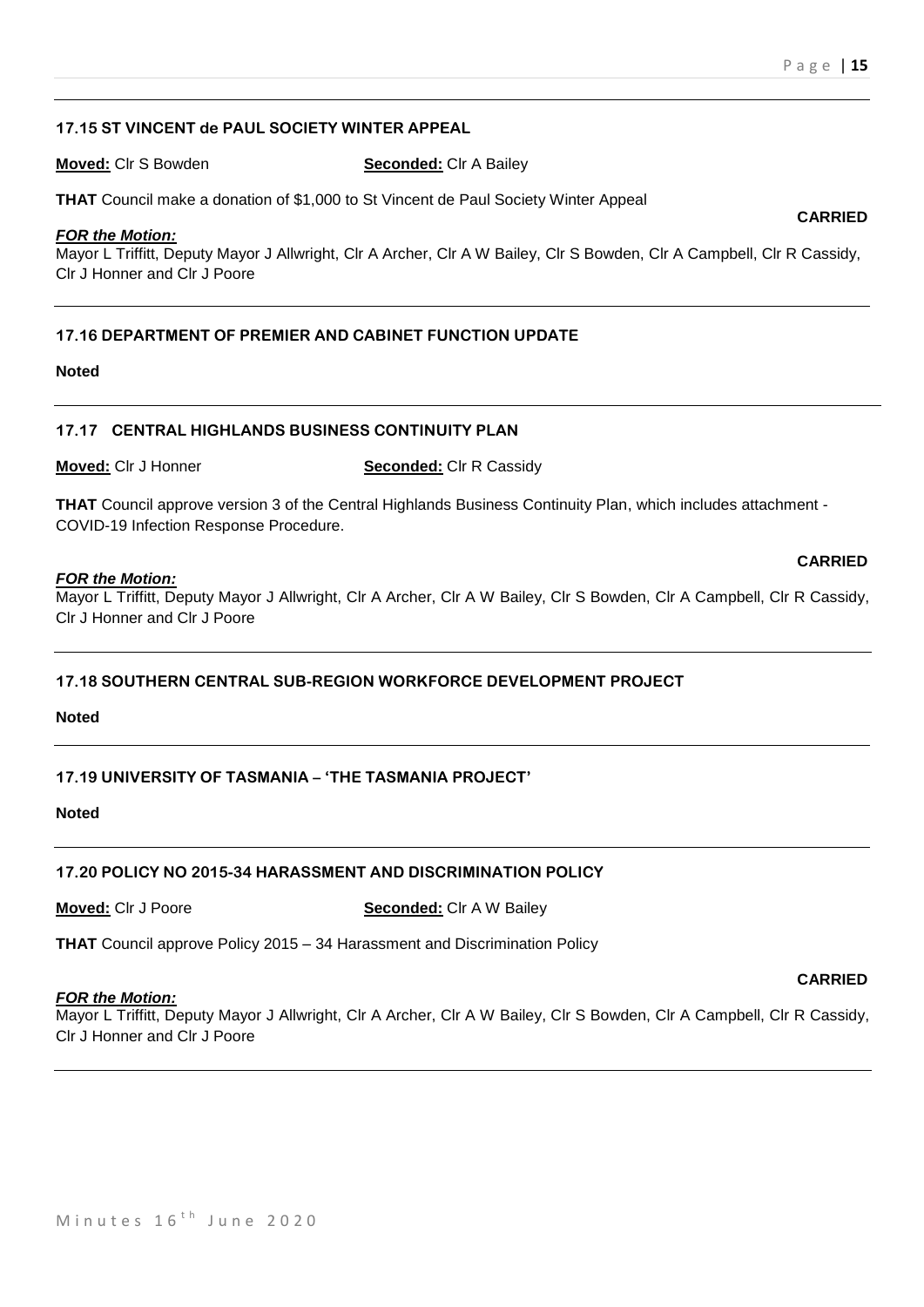### 17.15 ST VINCENT de PAUL SOCIETY WINTER APPEAL

**Moved:** Clr S Bowden **Seconded:** Clr A Bailey

**THAT** Council make a donation of $1,000 to St Vincent de Paul Society Winter Appeal

**CARRIED**

***FOR the Motion:***
Mayor L Triffitt, Deputy Mayor J Allwright, Clr A Archer, Clr A W Bailey, Clr S Bowden, Clr A Campbell, Clr R Cassidy, Clr J Honner and Clr J Poore

### 17.16 DEPARTMENT OF PREMIER AND CABINET FUNCTION UPDATE

**Noted**

### 17.17 CENTRAL HIGHLANDS BUSINESS CONTINUITY PLAN

**Moved:** Clr J Honner **Seconded:** Clr R Cassidy

**THAT** Council approve version 3 of the Central Highlands Business Continuity Plan, which includes attachment - COVID-19 Infection Response Procedure.

**CARRIED**

***FOR the Motion:***
Mayor L Triffitt, Deputy Mayor J Allwright, Clr A Archer, Clr A W Bailey, Clr S Bowden, Clr A Campbell, Clr R Cassidy, Clr J Honner and Clr J Poore

### 17.18 SOUTHERN CENTRAL SUB-REGION WORKFORCE DEVELOPMENT PROJECT

**Noted**

### 17.19 UNIVERSITY OF TASMANIA – 'THE TASMANIA PROJECT'

**Noted**

### 17.20 POLICY NO 2015-34 HARASSMENT AND DISCRIMINATION POLICY

**Moved:** Clr J Poore **Seconded:** Clr A W Bailey

**THAT** Council approve Policy 2015 – 34 Harassment and Discrimination Policy

**CARRIED**

***FOR the Motion:***
Mayor L Triffitt, Deputy Mayor J Allwright, Clr A Archer, Clr A W Bailey, Clr S Bowden, Clr A Campbell, Clr R Cassidy, Clr J Honner and Clr J Poore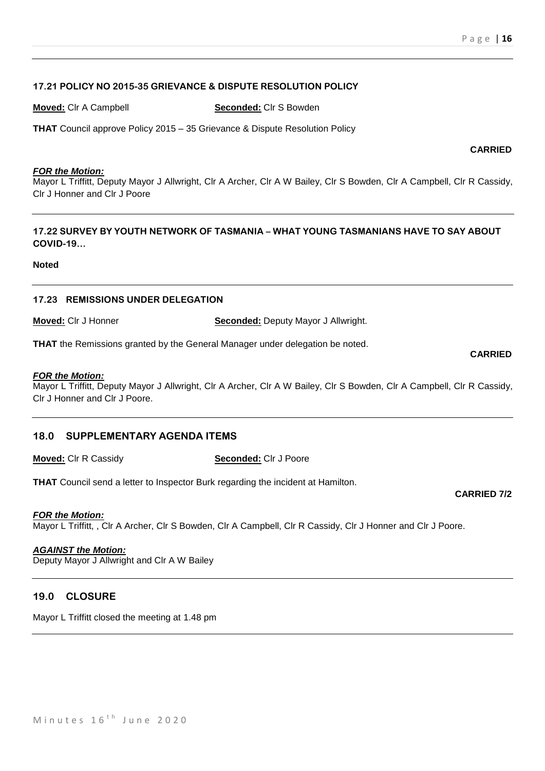### 17.21 POLICY NO 2015-35 GRIEVANCE & DISPUTE RESOLUTION POLICY

**Moved:** Clr A Campbell **Seconded:** Clr S Bowden

**THAT** Council approve Policy 2015 – 35 Grievance & Dispute Resolution Policy

**CARRIED**

***FOR the Motion:***
Mayor L Triffitt, Deputy Mayor J Allwright, Clr A Archer, Clr A W Bailey, Clr S Bowden, Clr A Campbell, Clr R Cassidy, Clr J Honner and Clr J Poore

---

### 17.22 SURVEY BY YOUTH NETWORK OF TASMANIA – WHAT YOUNG TASMANIANS HAVE TO SAY ABOUT COVID-19…

**Noted**

---

### 17.23 REMISSIONS UNDER DELEGATION

**Moved:** Clr J Honner **Seconded:** Deputy Mayor J Allwright.

**THAT** the Remissions granted by the General Manager under delegation be noted.

**CARRIED**

***FOR the Motion:***
Mayor L Triffitt, Deputy Mayor J Allwright, Clr A Archer, Clr A W Bailey, Clr S Bowden, Clr A Campbell, Clr R Cassidy, Clr J Honner and Clr J Poore.

---

## 18.0 SUPPLEMENTARY AGENDA ITEMS

**Moved:** Clr R Cassidy **Seconded:** Clr J Poore

**THAT** Council send a letter to Inspector Burk regarding the incident at Hamilton.

**CARRIED 7/2**

***FOR the Motion:***
Mayor L Triffitt, , Clr A Archer, Clr S Bowden, Clr A Campbell, Clr R Cassidy, Clr J Honner and Clr J Poore.

***AGAINST the Motion:***
Deputy Mayor J Allwright and Clr A W Bailey

---

## 19.0 CLOSURE

Mayor L Triffitt closed the meeting at 1.48 pm